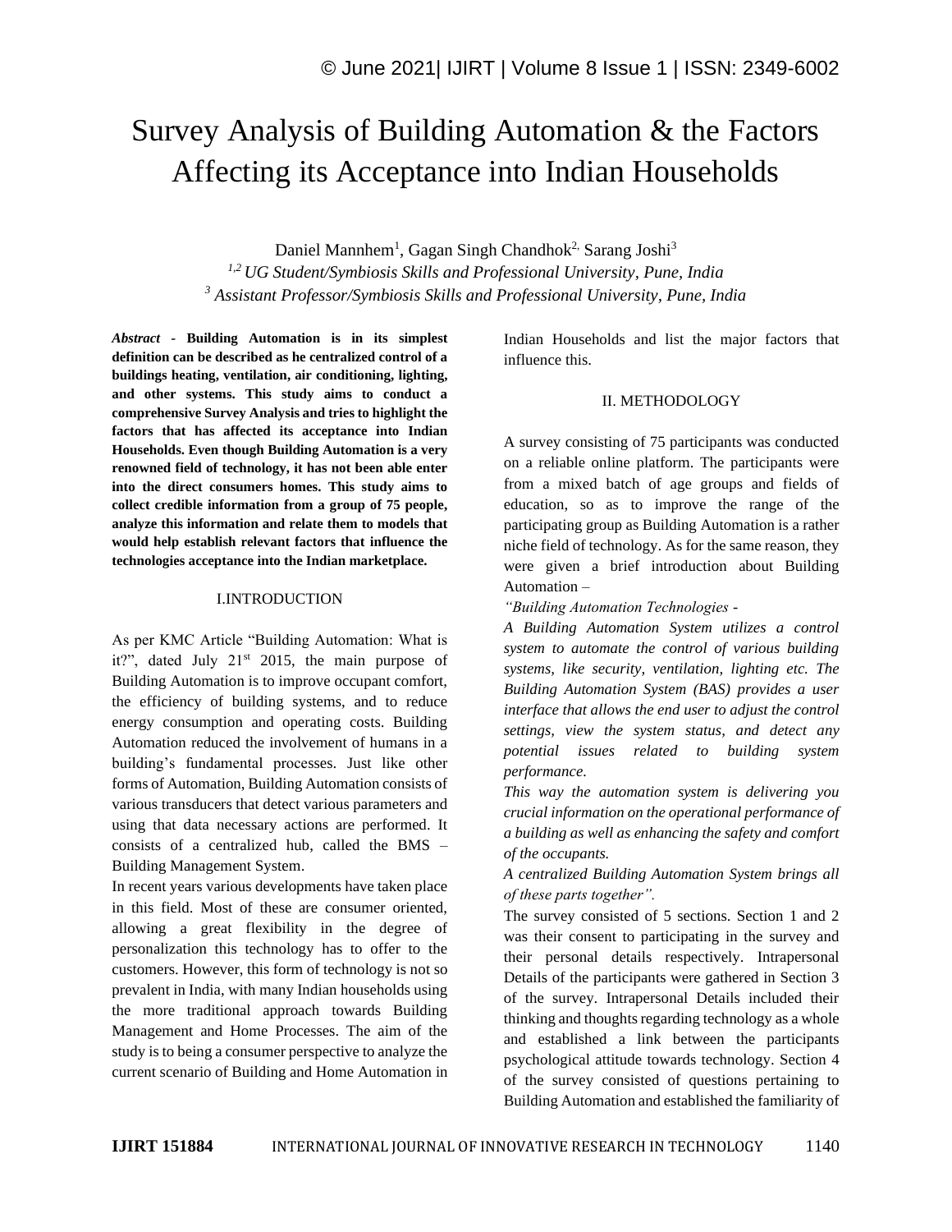# Survey Analysis of Building Automation & the Factors Affecting its Acceptance into Indian Households

Daniel Mannhem[1], Gagan Singh Chandhok[2], Sarang Joshi[3]

[1,2] *UG Student/Symbiosis Skills and Professional University, Pune, India*

[3] *Assistant Professor/Symbiosis Skills and Professional University, Pune, India*

***Abstract* - Building Automation is in its simplest definition can be described as he centralized control of a buildings heating, ventilation, air conditioning, lighting, and other systems. This study aims to conduct a comprehensive Survey Analysis and tries to highlight the factors that has affected its acceptance into Indian Households. Even though Building Automation is a very renowned field of technology, it has not been able enter into the direct consumers homes. This study aims to collect credible information from a group of 75 people, analyze this information and relate them to models that would help establish relevant factors that influence the technologies acceptance into the Indian marketplace.**

## I.INTRODUCTION

As per KMC Article "Building Automation: What is it?", dated July 21st 2015, the main purpose of Building Automation is to improve occupant comfort, the efficiency of building systems, and to reduce energy consumption and operating costs. Building Automation reduced the involvement of humans in a building's fundamental processes. Just like other forms of Automation, Building Automation consists of various transducers that detect various parameters and using that data necessary actions are performed. It consists of a centralized hub, called the BMS – Building Management System.

In recent years various developments have taken place in this field. Most of these are consumer oriented, allowing a great flexibility in the degree of personalization this technology has to offer to the customers. However, this form of technology is not so prevalent in India, with many Indian households using the more traditional approach towards Building Management and Home Processes. The aim of the study is to being a consumer perspective to analyze the current scenario of Building and Home Automation in Indian Households and list the major factors that influence this.

## II. METHODOLOGY

A survey consisting of 75 participants was conducted on a reliable online platform. The participants were from a mixed batch of age groups and fields of education, so as to improve the range of the participating group as Building Automation is a rather niche field of technology. As for the same reason, they were given a brief introduction about Building Automation –

*"Building Automation Technologies -*

*A Building Automation System utilizes a control system to automate the control of various building systems, like security, ventilation, lighting etc. The Building Automation System (BAS) provides a user interface that allows the end user to adjust the control settings, view the system status, and detect any potential issues related to building system performance.*

*This way the automation system is delivering you crucial information on the operational performance of a building as well as enhancing the safety and comfort of the occupants.*

*A centralized Building Automation System brings all of these parts together".*

The survey consisted of 5 sections. Section 1 and 2 was their consent to participating in the survey and their personal details respectively. Intrapersonal Details of the participants were gathered in Section 3 of the survey. Intrapersonal Details included their thinking and thoughts regarding technology as a whole and established a link between the participants psychological attitude towards technology. Section 4 of the survey consisted of questions pertaining to Building Automation and established the familiarity of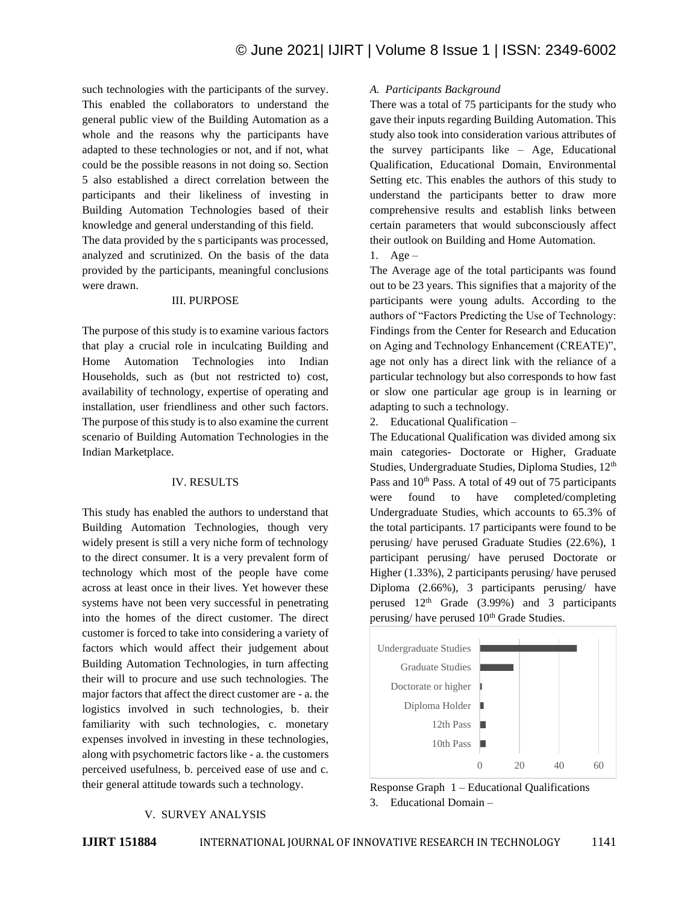such technologies with the participants of the survey. This enabled the collaborators to understand the general public view of the Building Automation as a whole and the reasons why the participants have adapted to these technologies or not, and if not, what could be the possible reasons in not doing so. Section 5 also established a direct correlation between the participants and their likeliness of investing in Building Automation Technologies based of their knowledge and general understanding of this field.

The data provided by the s participants was processed, analyzed and scrutinized. On the basis of the data provided by the participants, meaningful conclusions were drawn.

## III. PURPOSE

The purpose of this study is to examine various factors that play a crucial role in inculcating Building and Home Automation Technologies into Indian Households, such as (but not restricted to) cost, availability of technology, expertise of operating and installation, user friendliness and other such factors. The purpose of this study is to also examine the current scenario of Building Automation Technologies in the Indian Marketplace.

## IV. RESULTS

This study has enabled the authors to understand that Building Automation Technologies, though very widely present is still a very niche form of technology to the direct consumer. It is a very prevalent form of technology which most of the people have come across at least once in their lives. Yet however these systems have not been very successful in penetrating into the homes of the direct customer. The direct customer is forced to take into considering a variety of factors which would affect their judgement about Building Automation Technologies, in turn affecting their will to procure and use such technologies. The major factors that affect the direct customer are - a. the logistics involved in such technologies, b. their familiarity with such technologies, c. monetary expenses involved in investing in these technologies, along with psychometric factors like - a. the customers perceived usefulness, b. perceived ease of use and c. their general attitude towards such a technology.

## V. SURVEY ANALYSIS

### *A. Participants Background*

There was a total of 75 participants for the study who gave their inputs regarding Building Automation. This study also took into consideration various attributes of the survey participants like – Age, Educational Qualification, Educational Domain, Environmental Setting etc. This enables the authors of this study to understand the participants better to draw more comprehensive results and establish links between certain parameters that would subconsciously affect their outlook on Building and Home Automation.

1. Age –

The Average age of the total participants was found out to be 23 years. This signifies that a majority of the participants were young adults. According to the authors of "Factors Predicting the Use of Technology: Findings from the Center for Research and Education on Aging and Technology Enhancement (CREATE)", age not only has a direct link with the reliance of a particular technology but also corresponds to how fast or slow one particular age group is in learning or adapting to such a technology.

2. Educational Qualification –

The Educational Qualification was divided among six main categories- Doctorate or Higher, Graduate Studies, Undergraduate Studies, Diploma Studies, 12th Pass and 10th Pass. A total of 49 out of 75 participants were found to have completed/completing Undergraduate Studies, which accounts to 65.3% of the total participants. 17 participants were found to be perusing/ have perused Graduate Studies (22.6%), 1 participant perusing/ have perused Doctorate or Higher (1.33%), 2 participants perusing/ have perused Diploma (2.66%), 3 participants perusing/ have perused 12th Grade (3.99%) and 3 participants perusing/ have perused 10th Grade Studies.

| Category | Count |
|---|---|
| Undergraduate Studies | 49 |
| Graduate Studies | 17 |
| Doctorate or higher | 1 |
| Diploma Holder | 2 |
| 12th Pass | 3 |
| 10th Pass | 3 |

Response Graph 1 – Educational Qualifications

3. Educational Domain –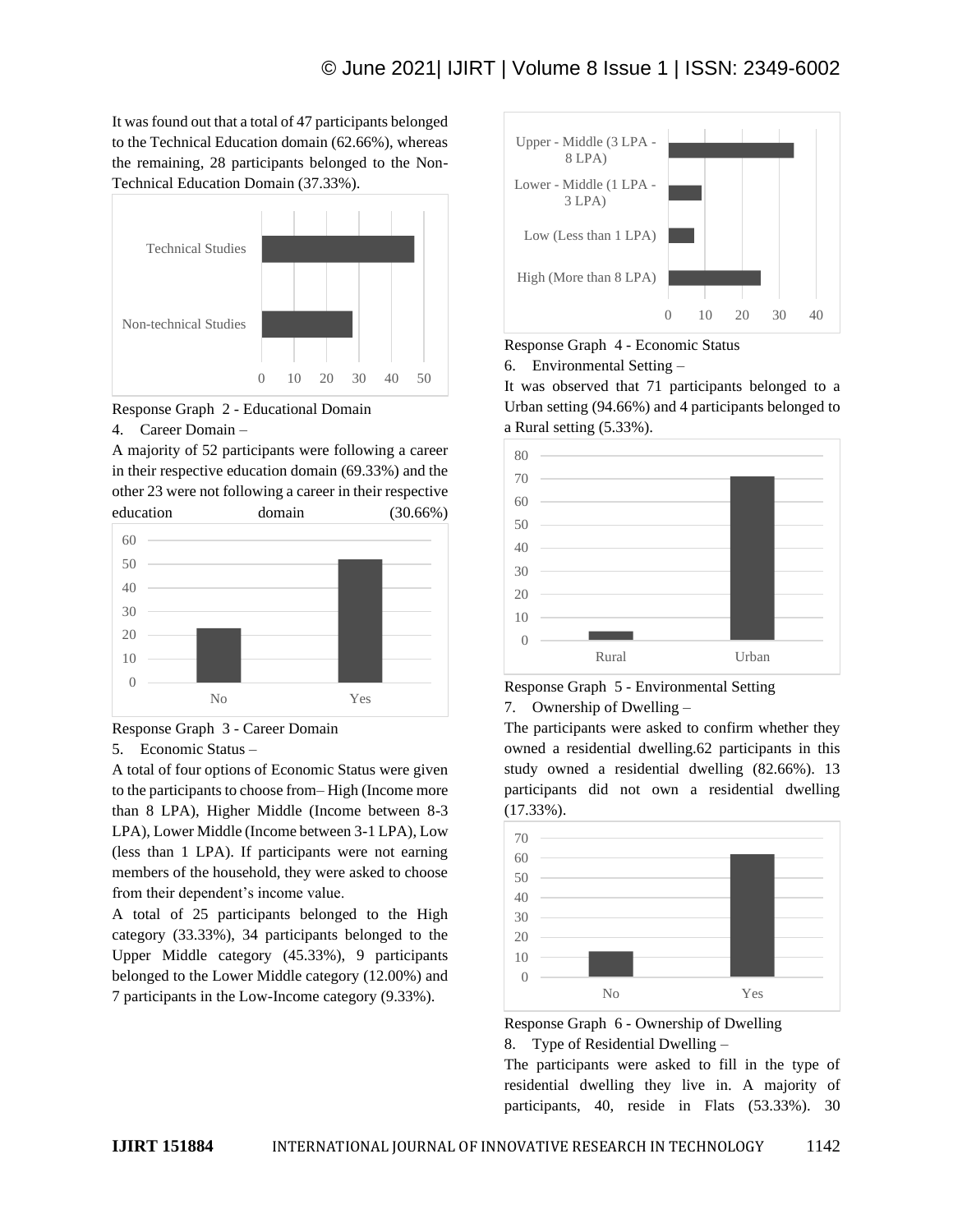It was found out that a total of 47 participants belonged to the Technical Education domain (62.66%), whereas the remaining, 28 participants belonged to the Non-Technical Education Domain (37.33%).

Response Graph 2 - Educational Domain

4. Career Domain –

A majority of 52 participants were following a career in their respective education domain (69.33%) and the other 23 were not following a career in their respective education domain (30.66%)

Response Graph 3 - Career Domain

5. Economic Status –

A total of four options of Economic Status were given to the participants to choose from– High (Income more than 8 LPA), Higher Middle (Income between 8-3 LPA), Lower Middle (Income between 3-1 LPA), Low (less than 1 LPA). If participants were not earning members of the household, they were asked to choose from their dependent's income value.

A total of 25 participants belonged to the High category (33.33%), 34 participants belonged to the Upper Middle category (45.33%), 9 participants belonged to the Lower Middle category (12.00%) and 7 participants in the Low-Income category (9.33%).

Response Graph 4 - Economic Status

6. Environmental Setting –

It was observed that 71 participants belonged to a Urban setting (94.66%) and 4 participants belonged to a Rural setting (5.33%).

Response Graph 5 - Environmental Setting

7. Ownership of Dwelling –

The participants were asked to confirm whether they owned a residential dwelling.62 participants in this study owned a residential dwelling (82.66%). 13 participants did not own a residential dwelling (17.33%).

Response Graph 6 - Ownership of Dwelling

8. Type of Residential Dwelling –

The participants were asked to fill in the type of residential dwelling they live in. A majority of participants, 40, reside in Flats (53.33%). 30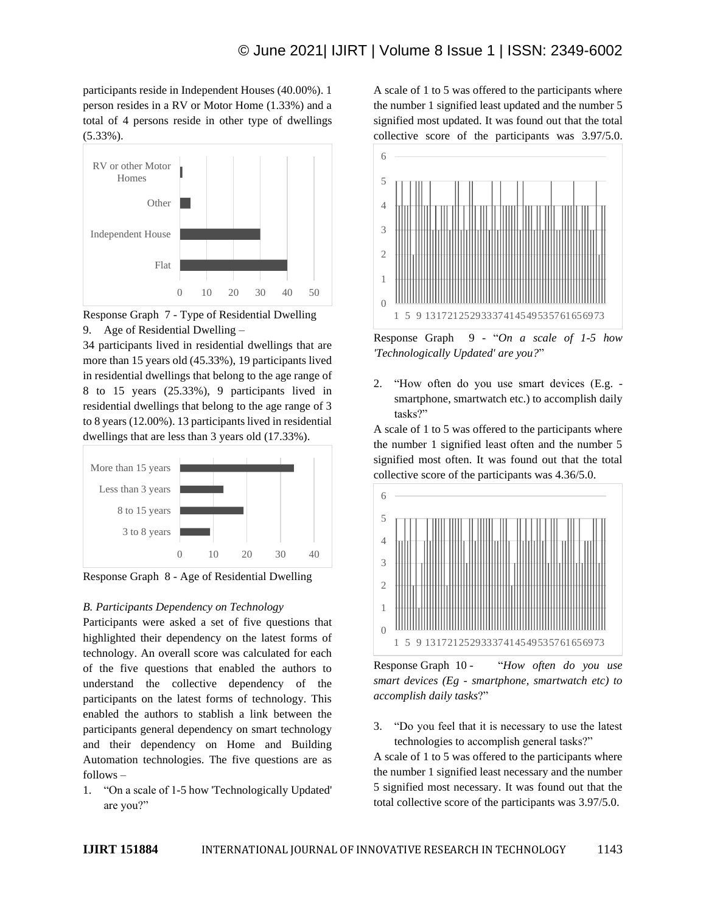participants reside in Independent Houses (40.00%). 1 person resides in a RV or Motor Home (1.33%) and a total of 4 persons reside in other type of dwellings (5.33%).

Response Graph 7 - Type of Residential Dwelling

9. Age of Residential Dwelling –

34 participants lived in residential dwellings that are more than 15 years old (45.33%), 19 participants lived in residential dwellings that belong to the age range of 8 to 15 years (25.33%), 9 participants lived in residential dwellings that belong to the age range of 3 to 8 years (12.00%). 13 participants lived in residential dwellings that are less than 3 years old (17.33%).

Response Graph 8 - Age of Residential Dwelling

*B. Participants Dependency on Technology*

Participants were asked a set of five questions that highlighted their dependency on the latest forms of technology. An overall score was calculated for each of the five questions that enabled the authors to understand the collective dependency of the participants on the latest forms of technology. This enabled the authors to stablish a link between the participants general dependency on smart technology and their dependency on Home and Building Automation technologies. The five questions are as follows –

1. "On a scale of 1-5 how 'Technologically Updated' are you?"

A scale of 1 to 5 was offered to the participants where the number 1 signified least updated and the number 5 signified most updated. It was found out that the total collective score of the participants was 3.97/5.0.

Response Graph 9 - "*On a scale of 1-5 how 'Technologically Updated' are you?*"

2. "How often do you use smart devices (E.g. - smartphone, smartwatch etc.) to accomplish daily tasks?"

A scale of 1 to 5 was offered to the participants where the number 1 signified least often and the number 5 signified most often. It was found out that the total collective score of the participants was 4.36/5.0.

Response Graph 10 - "*How often do you use smart devices (Eg - smartphone, smartwatch etc) to accomplish daily tasks*?"

3. "Do you feel that it is necessary to use the latest technologies to accomplish general tasks?"

A scale of 1 to 5 was offered to the participants where the number 1 signified least necessary and the number 5 signified most necessary. It was found out that the total collective score of the participants was 3.97/5.0.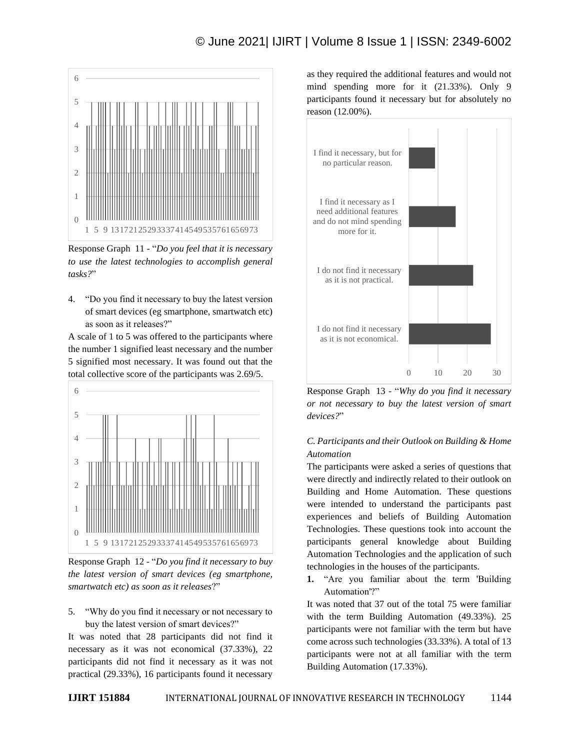Response Graph 11 - "*Do you feel that it is necessary to use the latest technologies to accomplish general tasks?*"

4. "Do you find it necessary to buy the latest version of smart devices (eg smartphone, smartwatch etc) as soon as it releases?"

A scale of 1 to 5 was offered to the participants where the number 1 signified least necessary and the number 5 signified most necessary. It was found out that the total collective score of the participants was 2.69/5.

Response Graph 12 - "*Do you find it necessary to buy the latest version of smart devices (eg smartphone, smartwatch etc) as soon as it releases*?"

5. "Why do you find it necessary or not necessary to buy the latest version of smart devices?"

It was noted that 28 participants did not find it necessary as it was not economical (37.33%), 22 participants did not find it necessary as it was not practical (29.33%), 16 participants found it necessary as they required the additional features and would not mind spending more for it (21.33%). Only 9 participants found it necessary but for absolutely no reason (12.00%).

Response Graph 13 - "*Why do you find it necessary or not necessary to buy the latest version of smart devices?*"

### *C. Participants and their Outlook on Building & Home Automation*

The participants were asked a series of questions that were directly and indirectly related to their outlook on Building and Home Automation. These questions were intended to understand the participants past experiences and beliefs of Building Automation Technologies. These questions took into account the participants general knowledge about Building Automation Technologies and the application of such technologies in the houses of the participants.

1. "Are you familiar about the term 'Building Automation'?"

It was noted that 37 out of the total 75 were familiar with the term Building Automation (49.33%). 25 participants were not familiar with the term but have come across such technologies (33.33%). A total of 13 participants were not at all familiar with the term Building Automation (17.33%).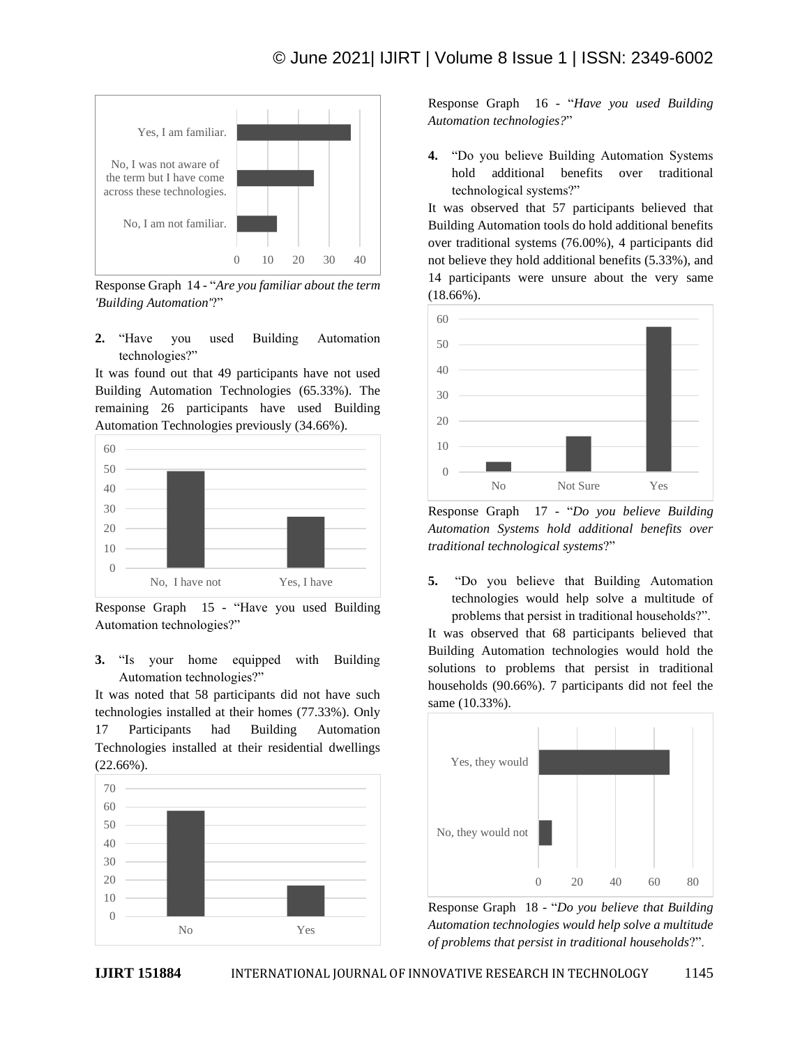Response Graph 14 - "*Are you familiar about the term 'Building Automation'*?"

2. "Have you used Building Automation technologies?"

It was found out that 49 participants have not used Building Automation Technologies (65.33%). The remaining 26 participants have used Building Automation Technologies previously (34.66%).

Response Graph 15 - "Have you used Building Automation technologies?"

3. "Is your home equipped with Building Automation technologies?"

It was noted that 58 participants did not have such technologies installed at their homes (77.33%). Only 17 Participants had Building Automation Technologies installed at their residential dwellings (22.66%).

Response Graph 16 - "*Have you used Building Automation technologies?*"

4. "Do you believe Building Automation Systems hold additional benefits over traditional technological systems?"

It was observed that 57 participants believed that Building Automation tools do hold additional benefits over traditional systems (76.00%), 4 participants did not believe they hold additional benefits (5.33%), and 14 participants were unsure about the very same (18.66%).

Response Graph 17 - "*Do you believe Building Automation Systems hold additional benefits over traditional technological systems*?"

5. "Do you believe that Building Automation technologies would help solve a multitude of problems that persist in traditional households?".

It was observed that 68 participants believed that Building Automation technologies would hold the solutions to problems that persist in traditional households (90.66%). 7 participants did not feel the same (10.33%).

Response Graph 18 - "*Do you believe that Building Automation technologies would help solve a multitude of problems that persist in traditional households*?".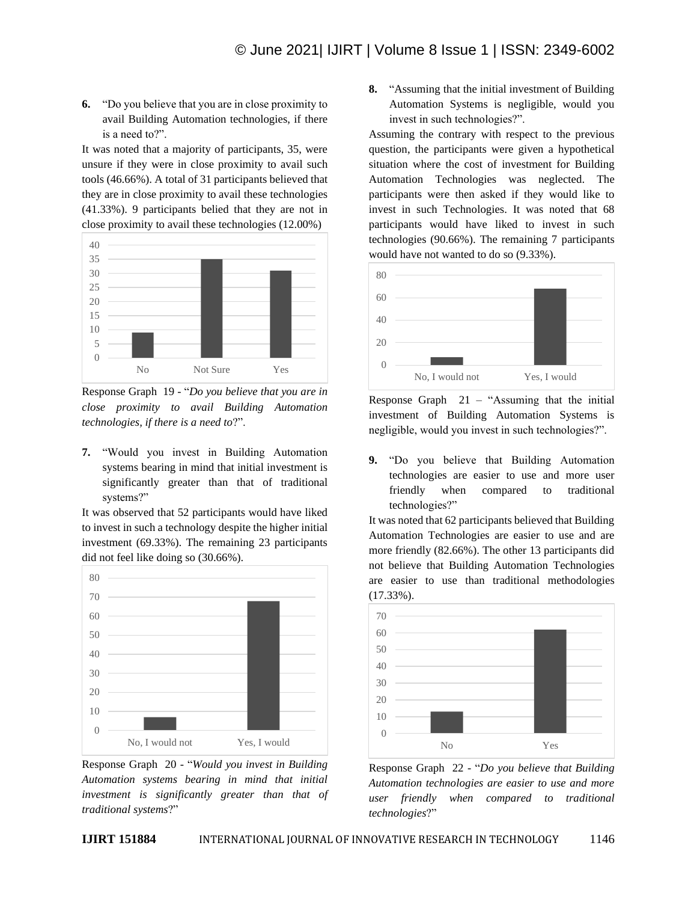6. "Do you believe that you are in close proximity to avail Building Automation technologies, if there is a need to?".

It was noted that a majority of participants, 35, were unsure if they were in close proximity to avail such tools (46.66%). A total of 31 participants believed that they are in close proximity to avail these technologies (41.33%). 9 participants belied that they are not in close proximity to avail these technologies (12.00%)

Response Graph 19 - "*Do you believe that you are in close proximity to avail Building Automation technologies, if there is a need to*?".

7. "Would you invest in Building Automation systems bearing in mind that initial investment is significantly greater than that of traditional systems?"

It was observed that 52 participants would have liked to invest in such a technology despite the higher initial investment (69.33%). The remaining 23 participants did not feel like doing so (30.66%).

Response Graph 20 - "*Would you invest in Building Automation systems bearing in mind that initial investment is significantly greater than that of traditional systems*?"

8. "Assuming that the initial investment of Building Automation Systems is negligible, would you invest in such technologies?".

Assuming the contrary with respect to the previous question, the participants were given a hypothetical situation where the cost of investment for Building Automation Technologies was neglected. The participants were then asked if they would like to invest in such Technologies. It was noted that 68 participants would have liked to invest in such technologies (90.66%). The remaining 7 participants would have not wanted to do so (9.33%).

Response Graph 21 – "Assuming that the initial investment of Building Automation Systems is negligible, would you invest in such technologies?".

9. "Do you believe that Building Automation technologies are easier to use and more user friendly when compared to traditional technologies?"

It was noted that 62 participants believed that Building Automation Technologies are easier to use and are more friendly (82.66%). The other 13 participants did not believe that Building Automation Technologies are easier to use than traditional methodologies (17.33%).

Response Graph 22 - "*Do you believe that Building Automation technologies are easier to use and more user friendly when compared to traditional technologies*?"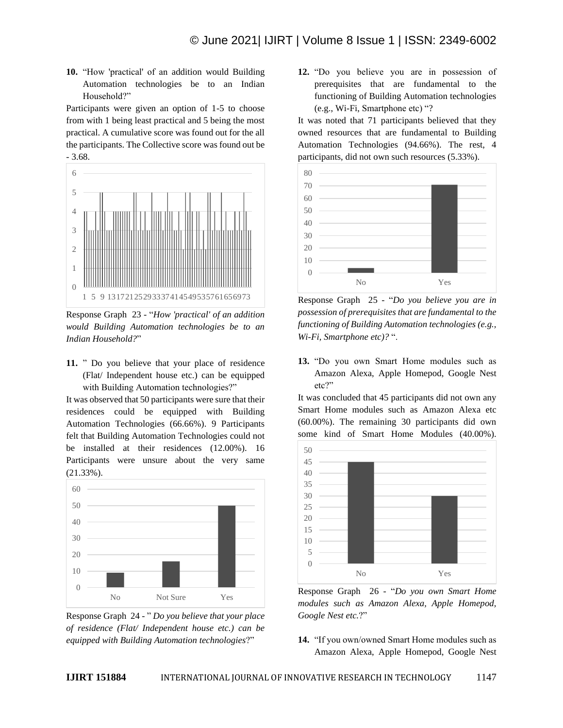10. "How 'practical' of an addition would Building Automation technologies be to an Indian Household?"

Participants were given an option of 1-5 to choose from with 1 being least practical and 5 being the most practical. A cumulative score was found out for the all the participants. The Collective score was found out be - 3.68.

Response Graph 23 - "*How 'practical' of an addition would Building Automation technologies be to an Indian Household?*"

11. " Do you believe that your place of residence (Flat/ Independent house etc.) can be equipped with Building Automation technologies?"

It was observed that 50 participants were sure that their residences could be equipped with Building Automation Technologies (66.66%). 9 Participants felt that Building Automation Technologies could not be installed at their residences (12.00%). 16 Participants were unsure about the very same (21.33%).

Response Graph 24 - " *Do you believe that your place of residence (Flat/ Independent house etc.) can be equipped with Building Automation technologies*?"

12. "Do you believe you are in possession of prerequisites that are fundamental to the functioning of Building Automation technologies (e.g., Wi-Fi, Smartphone etc) "?

It was noted that 71 participants believed that they owned resources that are fundamental to Building Automation Technologies (94.66%). The rest, 4 participants, did not own such resources (5.33%).

Response Graph 25 - "*Do you believe you are in possession of prerequisites that are fundamental to the functioning of Building Automation technologies (e.g., Wi-Fi, Smartphone etc)?* ".

13. "Do you own Smart Home modules such as Amazon Alexa, Apple Homepod, Google Nest etc?"

It was concluded that 45 participants did not own any Smart Home modules such as Amazon Alexa etc (60.00%). The remaining 30 participants did own some kind of Smart Home Modules (40.00%).

Response Graph 26 - "*Do you own Smart Home modules such as Amazon Alexa, Apple Homepod, Google Nest etc.*?"

14. "If you own/owned Smart Home modules such as Amazon Alexa, Apple Homepod, Google Nest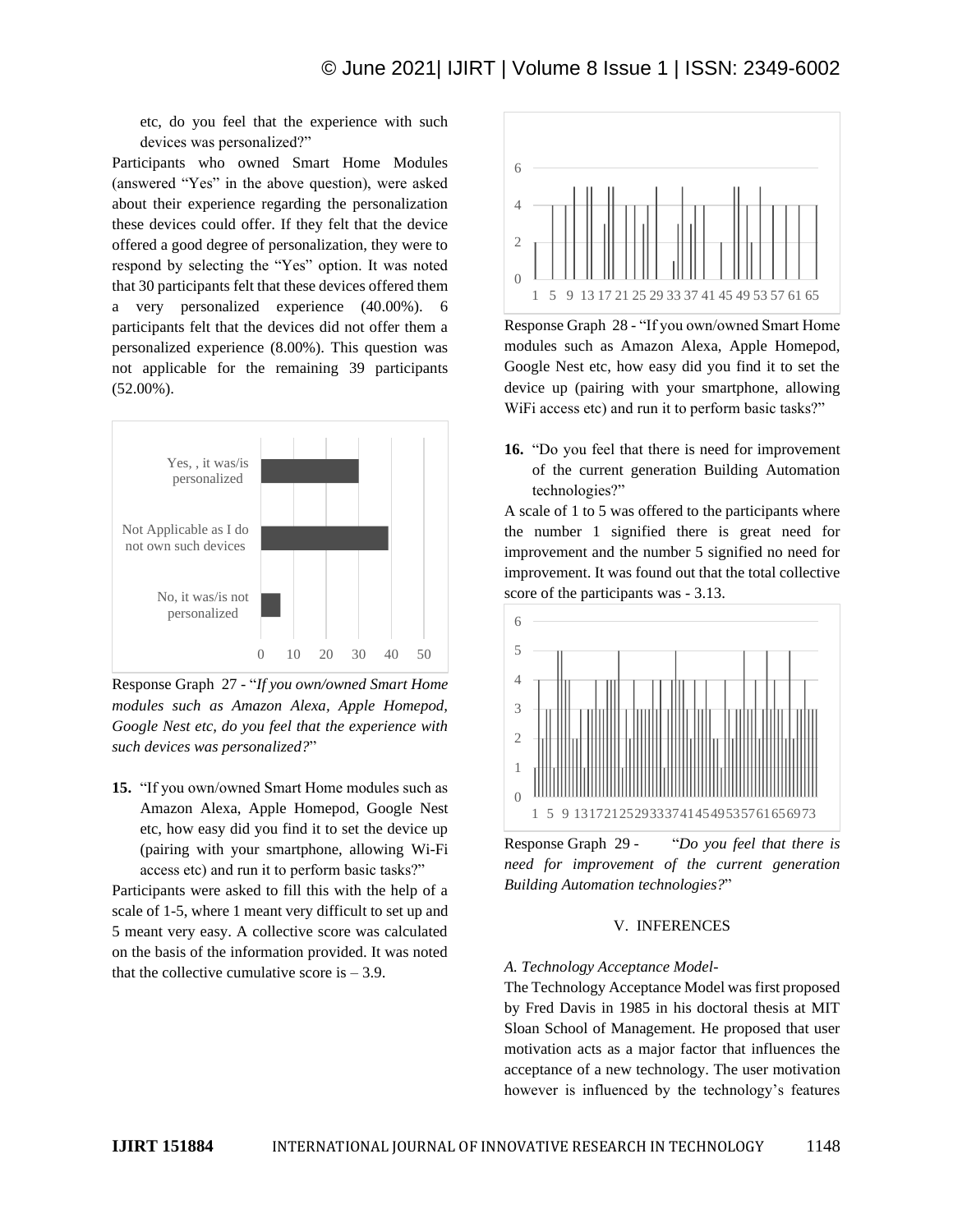etc, do you feel that the experience with such devices was personalized?"

Participants who owned Smart Home Modules (answered "Yes" in the above question), were asked about their experience regarding the personalization these devices could offer. If they felt that the device offered a good degree of personalization, they were to respond by selecting the "Yes" option. It was noted that 30 participants felt that these devices offered them a very personalized experience (40.00%). 6 participants felt that the devices did not offer them a personalized experience (8.00%). This question was not applicable for the remaining 39 participants (52.00%).

Response Graph 27 - "*If you own/owned Smart Home modules such as Amazon Alexa, Apple Homepod, Google Nest etc, do you feel that the experience with such devices was personalized?*"

15. "If you own/owned Smart Home modules such as Amazon Alexa, Apple Homepod, Google Nest etc, how easy did you find it to set the device up (pairing with your smartphone, allowing Wi-Fi access etc) and run it to perform basic tasks?"

Participants were asked to fill this with the help of a scale of 1-5, where 1 meant very difficult to set up and 5 meant very easy. A collective score was calculated on the basis of the information provided. It was noted that the collective cumulative score is – 3.9.

Response Graph 28 - "If you own/owned Smart Home modules such as Amazon Alexa, Apple Homepod, Google Nest etc, how easy did you find it to set the device up (pairing with your smartphone, allowing WiFi access etc) and run it to perform basic tasks?"

16. "Do you feel that there is need for improvement of the current generation Building Automation technologies?"

A scale of 1 to 5 was offered to the participants where the number 1 signified there is great need for improvement and the number 5 signified no need for improvement. It was found out that the total collective score of the participants was - 3.13.

Response Graph 29 - "*Do you feel that there is need for improvement of the current generation Building Automation technologies?*"

## V. INFERENCES

### *A. Technology Acceptance Model-*

The Technology Acceptance Model was first proposed by Fred Davis in 1985 in his doctoral thesis at MIT Sloan School of Management. He proposed that user motivation acts as a major factor that influences the acceptance of a new technology. The user motivation however is influenced by the technology's features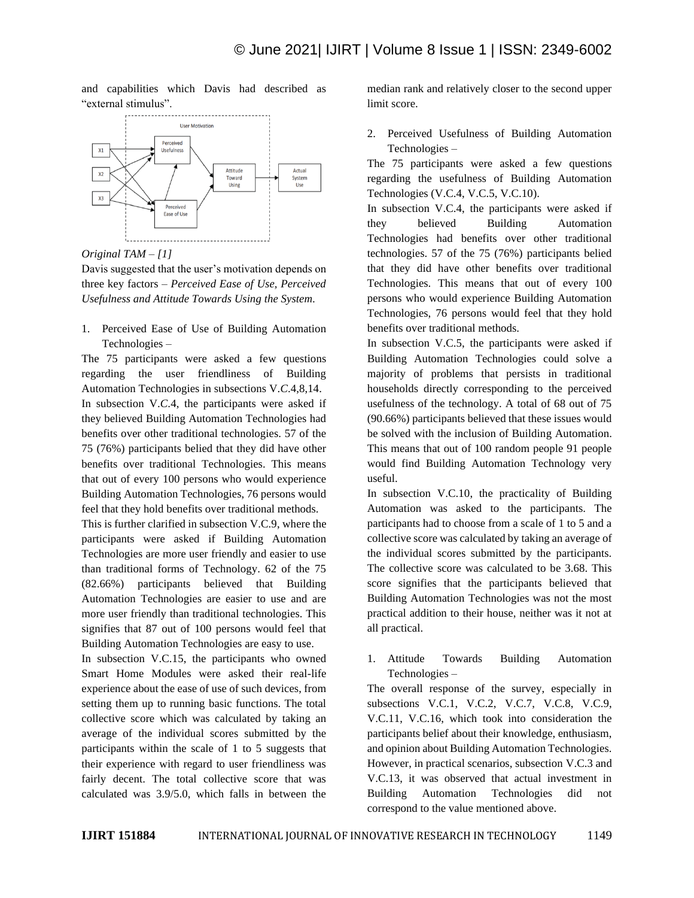and capabilities which Davis had described as "external stimulus".

*Original TAM – [1]*

Davis suggested that the user's motivation depends on three key factors – *Perceived Ease of Use, Perceived Usefulness and Attitude Towards Using the System.*

1. Perceived Ease of Use of Building Automation Technologies –

The 75 participants were asked a few questions regarding the user friendliness of Building Automation Technologies in subsections V.*C*.4,8,14.

In subsection V.*C*.4, the participants were asked if they believed Building Automation Technologies had benefits over other traditional technologies. 57 of the 75 (76%) participants belied that they did have other benefits over traditional Technologies. This means that out of every 100 persons who would experience Building Automation Technologies, 76 persons would feel that they hold benefits over traditional methods.

This is further clarified in subsection V.C.9, where the participants were asked if Building Automation Technologies are more user friendly and easier to use than traditional forms of Technology. 62 of the 75 (82.66%) participants believed that Building Automation Technologies are easier to use and are more user friendly than traditional technologies. This signifies that 87 out of 100 persons would feel that Building Automation Technologies are easy to use.

In subsection V.C.15, the participants who owned Smart Home Modules were asked their real-life experience about the ease of use of such devices, from setting them up to running basic functions. The total collective score which was calculated by taking an average of the individual scores submitted by the participants within the scale of 1 to 5 suggests that their experience with regard to user friendliness was fairly decent. The total collective score that was calculated was 3.9/5.0, which falls in between the median rank and relatively closer to the second upper limit score.

2. Perceived Usefulness of Building Automation Technologies –

The 75 participants were asked a few questions regarding the usefulness of Building Automation Technologies (V.C.4, V.C.5, V.C.10).

In subsection V.C.4, the participants were asked if they believed Building Automation Technologies had benefits over other traditional technologies. 57 of the 75 (76%) participants belied that they did have other benefits over traditional Technologies. This means that out of every 100 persons who would experience Building Automation Technologies, 76 persons would feel that they hold benefits over traditional methods.

In subsection V.C.5, the participants were asked if Building Automation Technologies could solve a majority of problems that persists in traditional households directly corresponding to the perceived usefulness of the technology. A total of 68 out of 75 (90.66%) participants believed that these issues would be solved with the inclusion of Building Automation. This means that out of 100 random people 91 people would find Building Automation Technology very useful.

In subsection V.C.10, the practicality of Building Automation was asked to the participants. The participants had to choose from a scale of 1 to 5 and a collective score was calculated by taking an average of the individual scores submitted by the participants. The collective score was calculated to be 3.68. This score signifies that the participants believed that Building Automation Technologies was not the most practical addition to their house, neither was it not at all practical.

1. Attitude Towards Building Automation Technologies –

The overall response of the survey, especially in subsections V.C.1, V.C.2, V.C.7, V.C.8, V.C.9, V.C.11, V.C.16, which took into consideration the participants belief about their knowledge, enthusiasm, and opinion about Building Automation Technologies. However, in practical scenarios, subsection V.C.3 and V.C.13, it was observed that actual investment in Building Automation Technologies did not correspond to the value mentioned above.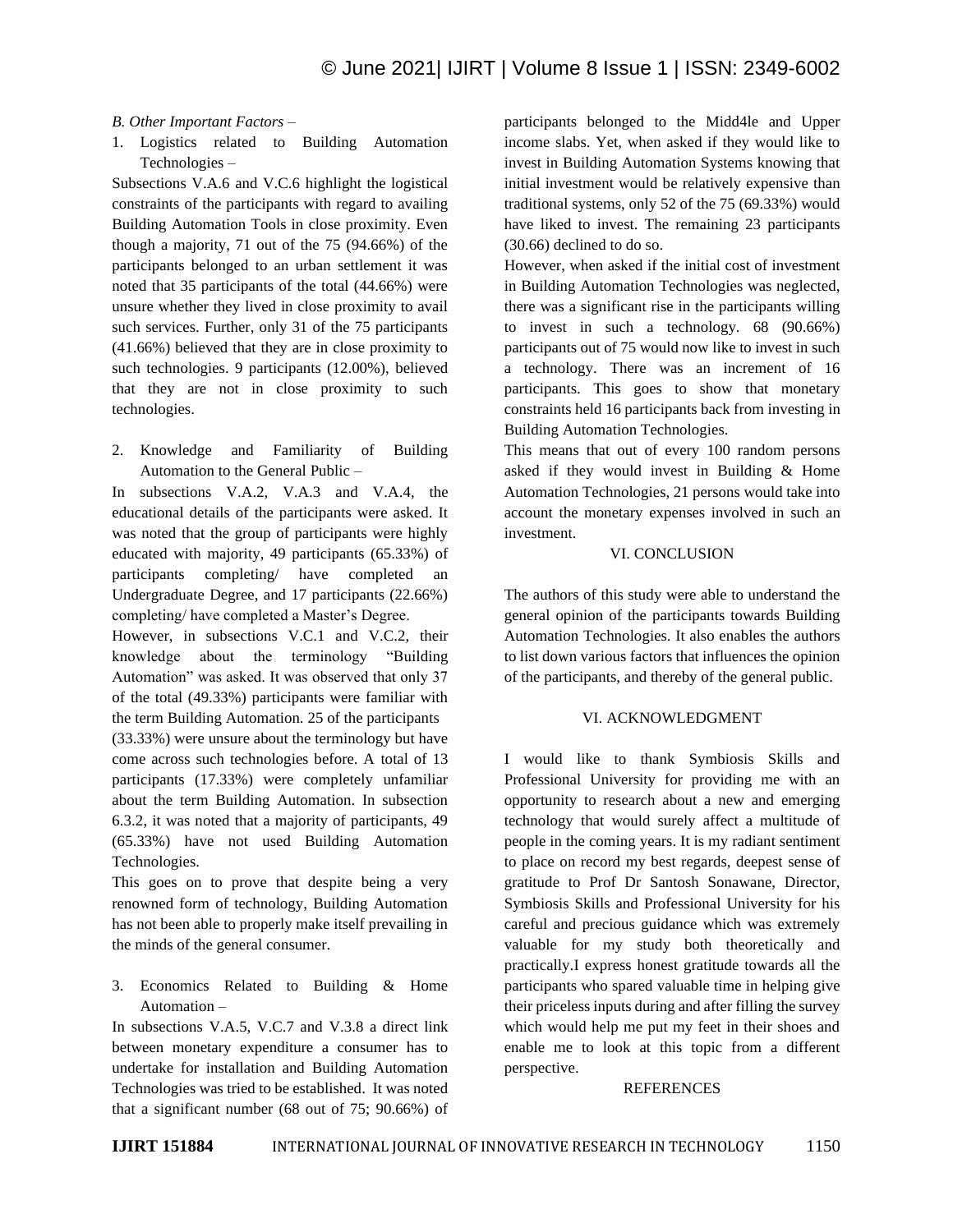*B. Other Important Factors –*

1. Logistics related to Building Automation Technologies –

Subsections V.A.6 and V.C.6 highlight the logistical constraints of the participants with regard to availing Building Automation Tools in close proximity. Even though a majority, 71 out of the 75 (94.66%) of the participants belonged to an urban settlement it was noted that 35 participants of the total (44.66%) were unsure whether they lived in close proximity to avail such services. Further, only 31 of the 75 participants (41.66%) believed that they are in close proximity to such technologies. 9 participants (12.00%), believed that they are not in close proximity to such technologies.

2. Knowledge and Familiarity of Building Automation to the General Public –

In subsections V.A.2, V.A.3 and V.A.4, the educational details of the participants were asked. It was noted that the group of participants were highly educated with majority, 49 participants (65.33%) of participants completing/ have completed an Undergraduate Degree, and 17 participants (22.66%) completing/ have completed a Master's Degree.

However, in subsections V.C.1 and V.C.2, their knowledge about the terminology "Building Automation" was asked. It was observed that only 37 of the total (49.33%) participants were familiar with the term Building Automation. 25 of the participants (33.33%) were unsure about the terminology but have come across such technologies before. A total of 13 participants (17.33%) were completely unfamiliar about the term Building Automation. In subsection 6.3.2, it was noted that a majority of participants, 49 (65.33%) have not used Building Automation Technologies.

This goes on to prove that despite being a very renowned form of technology, Building Automation has not been able to properly make itself prevailing in the minds of the general consumer.

3. Economics Related to Building & Home Automation –

In subsections V.A.5, V.C.7 and V.3.8 a direct link between monetary expenditure a consumer has to undertake for installation and Building Automation Technologies was tried to be established. It was noted that a significant number (68 out of 75; 90.66%) of participants belonged to the Midd4le and Upper income slabs. Yet, when asked if they would like to invest in Building Automation Systems knowing that initial investment would be relatively expensive than traditional systems, only 52 of the 75 (69.33%) would have liked to invest. The remaining 23 participants (30.66) declined to do so.

However, when asked if the initial cost of investment in Building Automation Technologies was neglected, there was a significant rise in the participants willing to invest in such a technology. 68 (90.66%) participants out of 75 would now like to invest in such a technology. There was an increment of 16 participants. This goes to show that monetary constraints held 16 participants back from investing in Building Automation Technologies.

This means that out of every 100 random persons asked if they would invest in Building & Home Automation Technologies, 21 persons would take into account the monetary expenses involved in such an investment.

## VI. CONCLUSION

The authors of this study were able to understand the general opinion of the participants towards Building Automation Technologies. It also enables the authors to list down various factors that influences the opinion of the participants, and thereby of the general public.

## VI. ACKNOWLEDGMENT

I would like to thank Symbiosis Skills and Professional University for providing me with an opportunity to research about a new and emerging technology that would surely affect a multitude of people in the coming years. It is my radiant sentiment to place on record my best regards, deepest sense of gratitude to Prof Dr Santosh Sonawane, Director, Symbiosis Skills and Professional University for his careful and precious guidance which was extremely valuable for my study both theoretically and practically.I express honest gratitude towards all the participants who spared valuable time in helping give their priceless inputs during and after filling the survey which would help me put my feet in their shoes and enable me to look at this topic from a different perspective.

## REFERENCES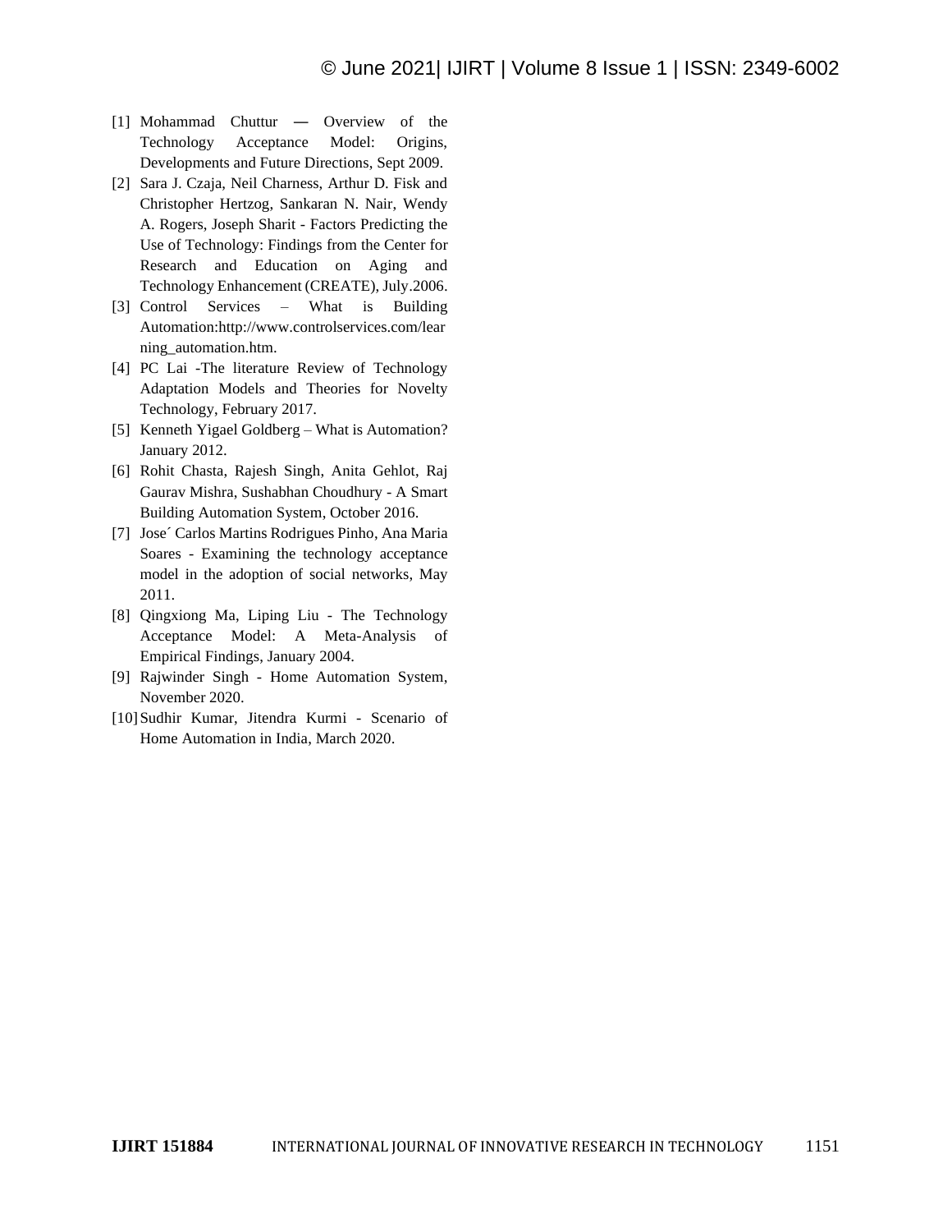[1] Mohammad Chuttur ― Overview of the Technology Acceptance Model: Origins, Developments and Future Directions, Sept 2009.

[2] Sara J. Czaja, Neil Charness, Arthur D. Fisk and Christopher Hertzog, Sankaran N. Nair, Wendy A. Rogers, Joseph Sharit - Factors Predicting the Use of Technology: Findings from the Center for Research and Education on Aging and Technology Enhancement (CREATE), July.2006.

[3] Control Services – What is Building Automation:http://www.controlservices.com/learning_automation.htm.

[4] PC Lai -The literature Review of Technology Adaptation Models and Theories for Novelty Technology, February 2017.

[5] Kenneth Yigael Goldberg – What is Automation? January 2012.

[6] Rohit Chasta, Rajesh Singh, Anita Gehlot, Raj Gaurav Mishra, Sushabhan Choudhury - A Smart Building Automation System, October 2016.

[7] Jose´ Carlos Martins Rodrigues Pinho, Ana Maria Soares - Examining the technology acceptance model in the adoption of social networks, May 2011.

[8] Qingxiong Ma, Liping Liu - The Technology Acceptance Model: A Meta-Analysis of Empirical Findings, January 2004.

[9] Rajwinder Singh - Home Automation System, November 2020.

[10] Sudhir Kumar, Jitendra Kurmi - Scenario of Home Automation in India, March 2020.